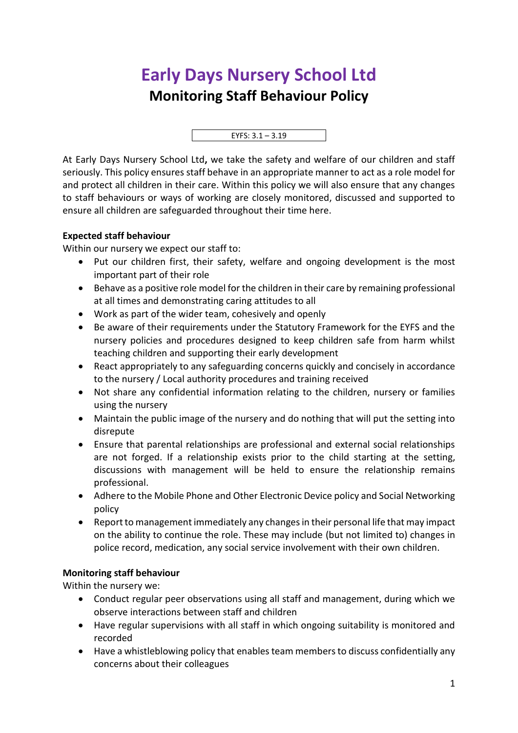# Early Days Nursery School Ltd

## Monitoring Staff Behaviour Policy

EYFS: 3.1 – 3.19

At Early Days Nursery School Ltd**,** we take the safety and welfare of our children and staff seriously. This policy ensures staff behave in an appropriate manner to act as a role model for and protect all children in their care. Within this policy we will also ensure that any changes to staff behaviours or ways of working are closely monitored, discussed and supported to ensure all children are safeguarded throughout their time here.

**Expected staff behaviour**

Within our nursery we expect our staff to:

- Put our children first, their safety, welfare and ongoing development is the most important part of their role
- Behave as a positive role model for the children in their care by remaining professional at all times and demonstrating caring attitudes to all
- Work as part of the wider team, cohesively and openly
- Be aware of their requirements under the Statutory Framework for the EYFS and the nursery policies and procedures designed to keep children safe from harm whilst teaching children and supporting their early development
- React appropriately to any safeguarding concerns quickly and concisely in accordance to the nursery / Local authority procedures and training received
- Not share any confidential information relating to the children, nursery or families using the nursery
- Maintain the public image of the nursery and do nothing that will put the setting into disrepute
- Ensure that parental relationships are professional and external social relationships are not forged. If a relationship exists prior to the child starting at the setting, discussions with management will be held to ensure the relationship remains professional.
- Adhere to the Mobile Phone and Other Electronic Device policy and Social Networking policy
- Report to management immediately any changes in their personal life that may impact on the ability to continue the role. These may include (but not limited to) changes in police record, medication, any social service involvement with their own children.

**Monitoring staff behaviour**

Within the nursery we:

- Conduct regular peer observations using all staff and management, during which we observe interactions between staff and children
- Have regular supervisions with all staff in which ongoing suitability is monitored and recorded
- Have a whistleblowing policy that enables team members to discuss confidentially any concerns about their colleagues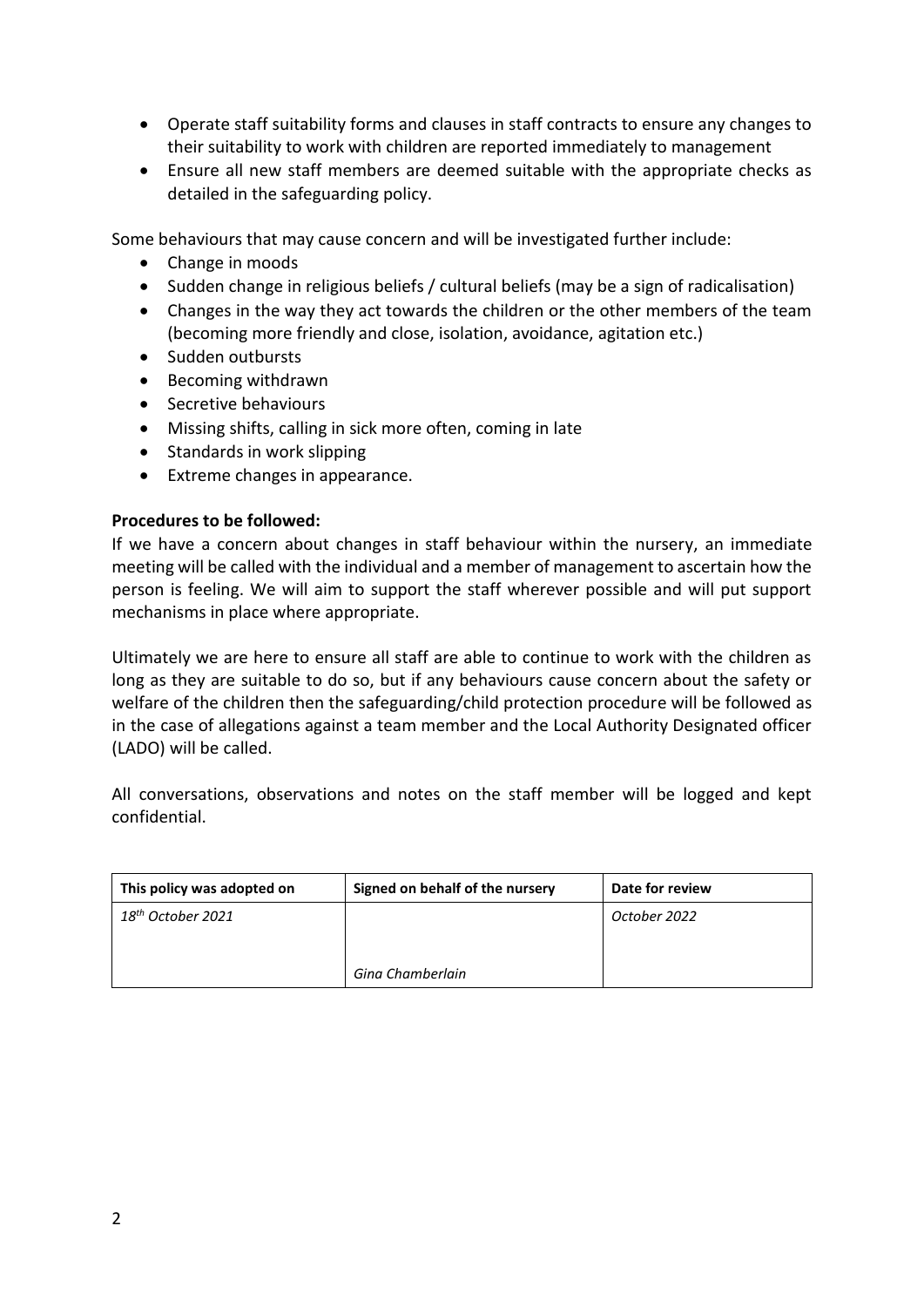- Operate staff suitability forms and clauses in staff contracts to ensure any changes to their suitability to work with children are reported immediately to management
- Ensure all new staff members are deemed suitable with the appropriate checks as detailed in the safeguarding policy.

Some behaviours that may cause concern and will be investigated further include:

- Change in moods
- Sudden change in religious beliefs / cultural beliefs (may be a sign of radicalisation)
- Changes in the way they act towards the children or the other members of the team (becoming more friendly and close, isolation, avoidance, agitation etc.)
- Sudden outbursts
- Becoming withdrawn
- Secretive behaviours
- Missing shifts, calling in sick more often, coming in late
- Standards in work slipping
- Extreme changes in appearance.

**Procedures to be followed:**

If we have a concern about changes in staff behaviour within the nursery, an immediate meeting will be called with the individual and a member of management to ascertain how the person is feeling. We will aim to support the staff wherever possible and will put support mechanisms in place where appropriate.

Ultimately we are here to ensure all staff are able to continue to work with the children as long as they are suitable to do so, but if any behaviours cause concern about the safety or welfare of the children then the safeguarding/child protection procedure will be followed as in the case of allegations against a team member and the Local Authority Designated officer (LADO) will be called.

All conversations, observations and notes on the staff member will be logged and kept confidential.

| This policy was adopted on | Signed on behalf of the nursery | Date for review |
|---|---|---|
| *18th October 2021* | *Gina Chamberlain* | *October 2022* |